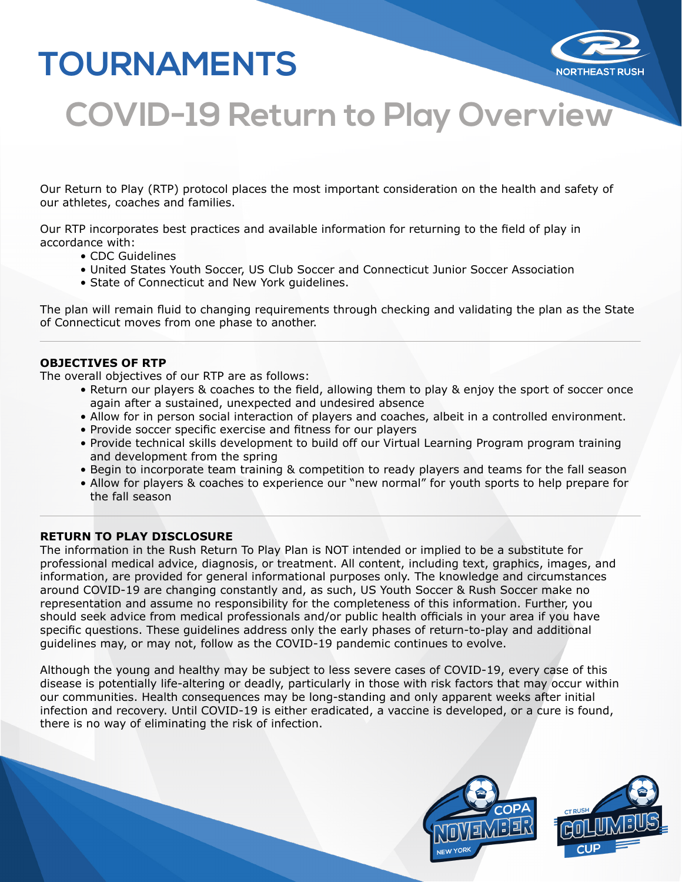# TOURNAMENTS

# COVID-19 Return to Play Overview

Our Return to Play (RTP) protocol places the most important consideration on the health and safety of our athletes, coaches and families.

Our RTP incorporates best practices and available information for returning to the field of play in accordance with:

- CDC Guidelines
- United States Youth Soccer, US Club Soccer and Connecticut Junior Soccer Association
- State of Connecticut and New York guidelines.

The plan will remain fluid to changing requirements through checking and validating the plan as the State of Connecticut moves from one phase to another.

---

**OBJECTIVES OF RTP**

The overall objectives of our RTP are as follows:

- Return our players & coaches to the field, allowing them to play & enjoy the sport of soccer once again after a sustained, unexpected and undesired absence
- Allow for in person social interaction of players and coaches, albeit in a controlled environment.
- Provide soccer specific exercise and fitness for our players
- Provide technical skills development to build off our Virtual Learning Program program training and development from the spring
- Begin to incorporate team training & competition to ready players and teams for the fall season
- Allow for players & coaches to experience our "new normal" for youth sports to help prepare for the fall season

---

**RETURN TO PLAY DISCLOSURE**

The information in the Rush Return To Play Plan is NOT intended or implied to be a substitute for professional medical advice, diagnosis, or treatment. All content, including text, graphics, images, and information, are provided for general informational purposes only. The knowledge and circumstances around COVID-19 are changing constantly and, as such, US Youth Soccer & Rush Soccer make no representation and assume no responsibility for the completeness of this information. Further, you should seek advice from medical professionals and/or public health officials in your area if you have specific questions. These guidelines address only the early phases of return-to-play and additional guidelines may, or may not, follow as the COVID-19 pandemic continues to evolve.

Although the young and healthy may be subject to less severe cases of COVID-19, every case of this disease is potentially life-altering or deadly, particularly in those with risk factors that may occur within our communities. Health consequences may be long-standing and only apparent weeks after initial infection and recovery. Until COVID-19 is either eradicated, a vaccine is developed, or a cure is found, there is no way of eliminating the risk of infection.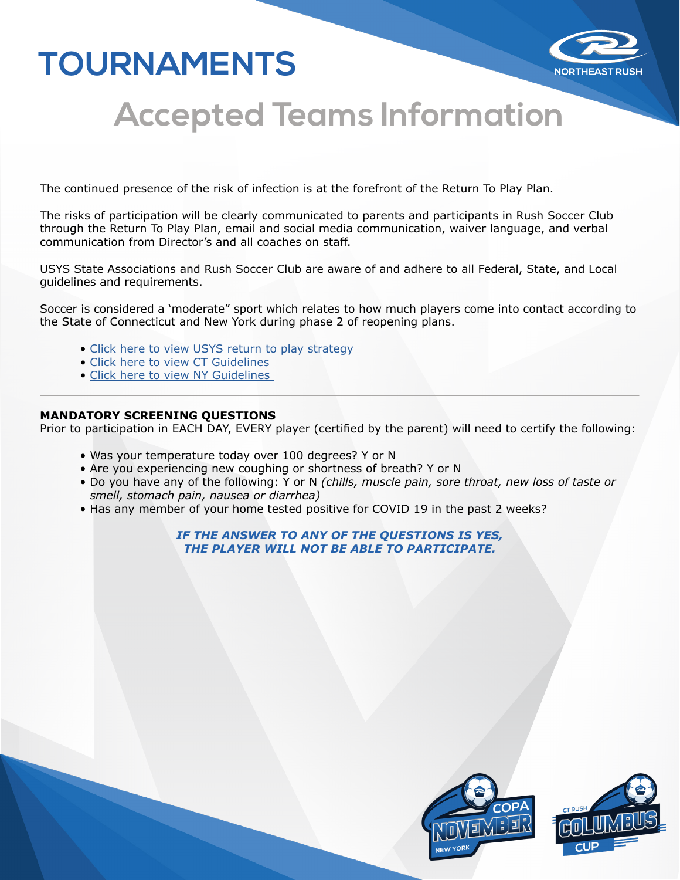# TOURNAMENTS

## Accepted Teams Information

The continued presence of the risk of infection is at the forefront of the Return To Play Plan.

The risks of participation will be clearly communicated to parents and participants in Rush Soccer Club through the Return To Play Plan, email and social media communication, waiver language, and verbal communication from Director's and all coaches on staff.

USYS State Associations and Rush Soccer Club are aware of and adhere to all Federal, State, and Local guidelines and requirements.

Soccer is considered a 'moderate" sport which relates to how much players come into contact according to the State of Connecticut and New York during phase 2 of reopening plans.

- Click here to view USYS return to play strategy
- Click here to view CT Guidelines
- Click here to view NY Guidelines

---

**MANDATORY SCREENING QUESTIONS**
Prior to participation in EACH DAY, EVERY player (certified by the parent) will need to certify the following:

- Was your temperature today over 100 degrees? Y or N
- Are you experiencing new coughing or shortness of breath? Y or N
- Do you have any of the following: Y or N *(chills, muscle pain, sore throat, new loss of taste or smell, stomach pain, nausea or diarrhea)*
- Has any member of your home tested positive for COVID 19 in the past 2 weeks?

***IF THE ANSWER TO ANY OF THE QUESTIONS IS YES, THE PLAYER WILL NOT BE ABLE TO PARTICIPATE.***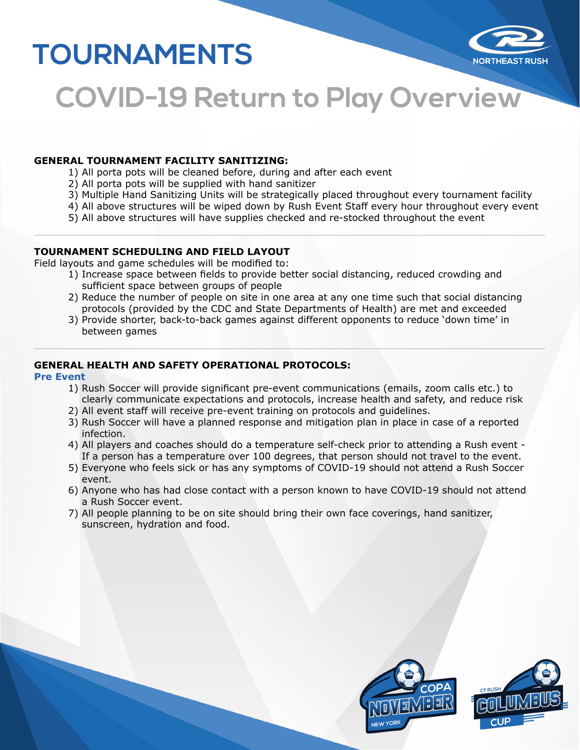# TOURNAMENTS

## COVID-19 Return to Play Overview

**GENERAL TOURNAMENT FACILITY SANITIZING:**

1) All porta pots will be cleaned before, during and after each event
2) All porta pots will be supplied with hand sanitizer
3) Multiple Hand Sanitizing Units will be strategically placed throughout every tournament facility
4) All above structures will be wiped down by Rush Event Staff every hour throughout every event
5) All above structures will have supplies checked and re-stocked throughout the event

**TOURNAMENT SCHEDULING AND FIELD LAYOUT**

Field layouts and game schedules will be modified to:

1) Increase space between fields to provide better social distancing, reduced crowding and sufficient space between groups of people
2) Reduce the number of people on site in one area at any one time such that social distancing protocols (provided by the CDC and State Departments of Health) are met and exceeded
3) Provide shorter, back-to-back games against different opponents to reduce 'down time' in between games

**GENERAL HEALTH AND SAFETY OPERATIONAL PROTOCOLS:**

**Pre Event**

1) Rush Soccer will provide significant pre-event communications (emails, zoom calls etc.) to clearly communicate expectations and protocols, increase health and safety, and reduce risk
2) All event staff will receive pre-event training on protocols and guidelines.
3) Rush Soccer will have a planned response and mitigation plan in place in case of a reported infection.
4) All players and coaches should do a temperature self-check prior to attending a Rush event - If a person has a temperature over 100 degrees, that person should not travel to the event.
5) Everyone who feels sick or has any symptoms of COVID-19 should not attend a Rush Soccer event.
6) Anyone who has had close contact with a person known to have COVID-19 should not attend a Rush Soccer event.
7) All people planning to be on site should bring their own face coverings, hand sanitizer, sunscreen, hydration and food.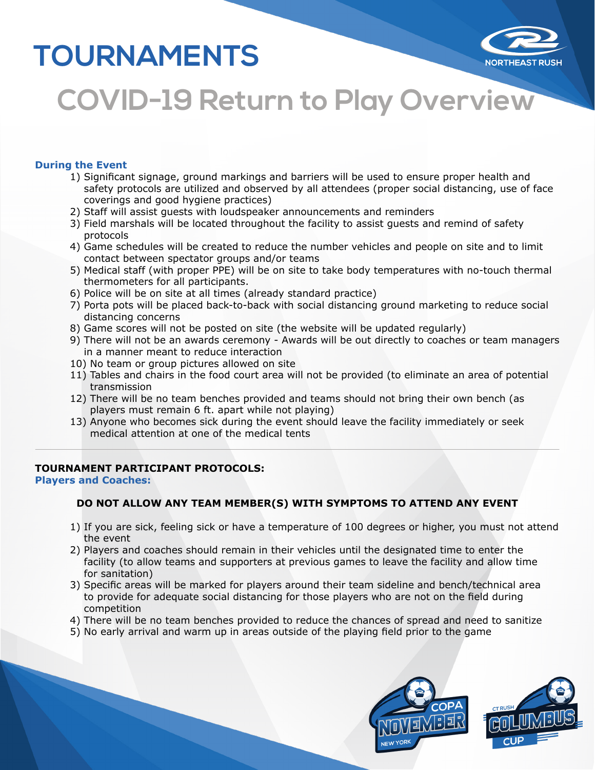# TOURNAMENTS

# COVID-19 Return to Play Overview

**During the Event**

1) Significant signage, ground markings and barriers will be used to ensure proper health and safety protocols are utilized and observed by all attendees (proper social distancing, use of face coverings and good hygiene practices)
2) Staff will assist guests with loudspeaker announcements and reminders
3) Field marshals will be located throughout the facility to assist guests and remind of safety protocols
4) Game schedules will be created to reduce the number vehicles and people on site and to limit contact between spectator groups and/or teams
5) Medical staff (with proper PPE) will be on site to take body temperatures with no-touch thermal thermometers for all participants.
6) Police will be on site at all times (already standard practice)
7) Porta pots will be placed back-to-back with social distancing ground marketing to reduce social distancing concerns
8) Game scores will not be posted on site (the website will be updated regularly)
9) There will not be an awards ceremony - Awards will be out directly to coaches or team managers in a manner meant to reduce interaction
10) No team or group pictures allowed on site
11) Tables and chairs in the food court area will not be provided (to eliminate an area of potential transmission
12) There will be no team benches provided and teams should not bring their own bench (as players must remain 6 ft. apart while not playing)
13) Anyone who becomes sick during the event should leave the facility immediately or seek medical attention at one of the medical tents

---

**TOURNAMENT PARTICIPANT PROTOCOLS:**

**Players and Coaches:**

**DO NOT ALLOW ANY TEAM MEMBER(S) WITH SYMPTOMS TO ATTEND ANY EVENT**

1) If you are sick, feeling sick or have a temperature of 100 degrees or higher, you must not attend the event
2) Players and coaches should remain in their vehicles until the designated time to enter the facility (to allow teams and supporters at previous games to leave the facility and allow time for sanitation)
3) Specific areas will be marked for players around their team sideline and bench/technical area to provide for adequate social distancing for those players who are not on the field during competition
4) There will be no team benches provided to reduce the chances of spread and need to sanitize
5) No early arrival and warm up in areas outside of the playing field prior to the game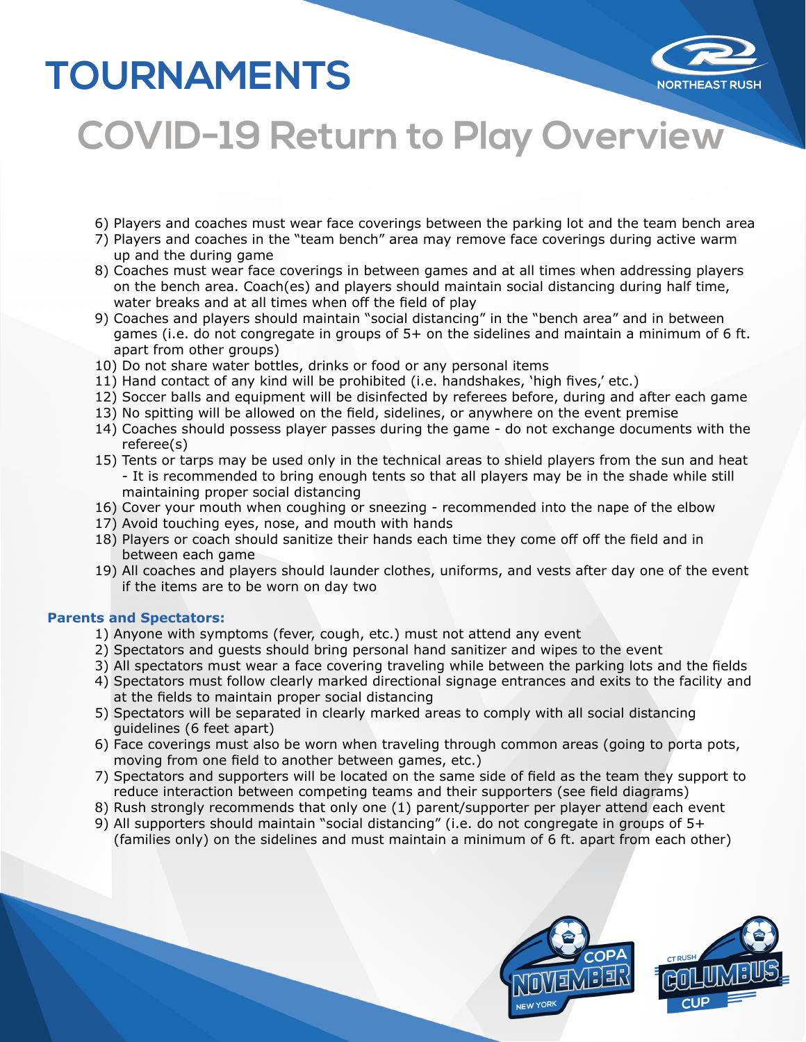# TOURNAMENTS

## COVID-19 Return to Play Overview

6) Players and coaches must wear face coverings between the parking lot and the team bench area
7) Players and coaches in the "team bench" area may remove face coverings during active warm up and the during game
8) Coaches must wear face coverings in between games and at all times when addressing players on the bench area. Coach(es) and players should maintain social distancing during half time, water breaks and at all times when off the field of play
9) Coaches and players should maintain "social distancing" in the "bench area" and in between games (i.e. do not congregate in groups of 5+ on the sidelines and maintain a minimum of 6 ft. apart from other groups)
10) Do not share water bottles, drinks or food or any personal items
11) Hand contact of any kind will be prohibited (i.e. handshakes, 'high fives,' etc.)
12) Soccer balls and equipment will be disinfected by referees before, during and after each game
13) No spitting will be allowed on the field, sidelines, or anywhere on the event premise
14) Coaches should possess player passes during the game - do not exchange documents with the referee(s)
15) Tents or tarps may be used only in the technical areas to shield players from the sun and heat - It is recommended to bring enough tents so that all players may be in the shade while still maintaining proper social distancing
16) Cover your mouth when coughing or sneezing - recommended into the nape of the elbow
17) Avoid touching eyes, nose, and mouth with hands
18) Players or coach should sanitize their hands each time they come off off the field and in between each game
19) All coaches and players should launder clothes, uniforms, and vests after day one of the event if the items are to be worn on day two

**Parents and Spectators:**

1) Anyone with symptoms (fever, cough, etc.) must not attend any event
2) Spectators and guests should bring personal hand sanitizer and wipes to the event
3) All spectators must wear a face covering traveling while between the parking lots and the fields
4) Spectators must follow clearly marked directional signage entrances and exits to the facility and at the fields to maintain proper social distancing
5) Spectators will be separated in clearly marked areas to comply with all social distancing guidelines (6 feet apart)
6) Face coverings must also be worn when traveling through common areas (going to porta pots, moving from one field to another between games, etc.)
7) Spectators and supporters will be located on the same side of field as the team they support to reduce interaction between competing teams and their supporters (see field diagrams)
8) Rush strongly recommends that only one (1) parent/supporter per player attend each event
9) All supporters should maintain "social distancing" (i.e. do not congregate in groups of 5+ (families only) on the sidelines and must maintain a minimum of 6 ft. apart from each other)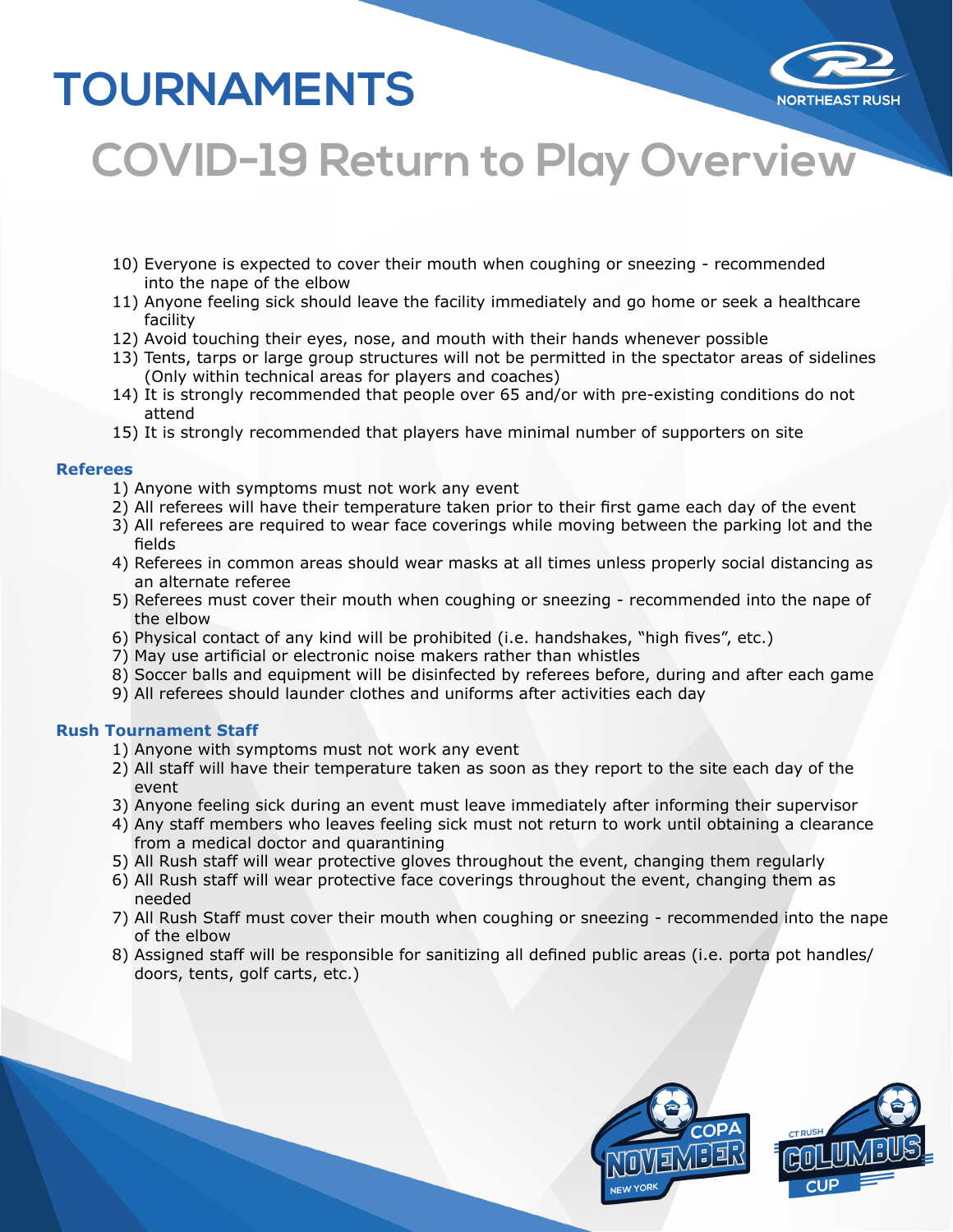# TOURNAMENTS

## COVID-19 Return to Play Overview

10) Everyone is expected to cover their mouth when coughing or sneezing - recommended into the nape of the elbow
11) Anyone feeling sick should leave the facility immediately and go home or seek a healthcare facility
12) Avoid touching their eyes, nose, and mouth with their hands whenever possible
13) Tents, tarps or large group structures will not be permitted in the spectator areas of sidelines (Only within technical areas for players and coaches)
14) It is strongly recommended that people over 65 and/or with pre-existing conditions do not attend
15) It is strongly recommended that players have minimal number of supporters on site

### Referees

1) Anyone with symptoms must not work any event
2) All referees will have their temperature taken prior to their first game each day of the event
3) All referees are required to wear face coverings while moving between the parking lot and the fields
4) Referees in common areas should wear masks at all times unless properly social distancing as an alternate referee
5) Referees must cover their mouth when coughing or sneezing - recommended into the nape of the elbow
6) Physical contact of any kind will be prohibited (i.e. handshakes, "high fives", etc.)
7) May use artificial or electronic noise makers rather than whistles
8) Soccer balls and equipment will be disinfected by referees before, during and after each game
9) All referees should launder clothes and uniforms after activities each day

### Rush Tournament Staff

1) Anyone with symptoms must not work any event
2) All staff will have their temperature taken as soon as they report to the site each day of the event
3) Anyone feeling sick during an event must leave immediately after informing their supervisor
4) Any staff members who leaves feeling sick must not return to work until obtaining a clearance from a medical doctor and quarantining
5) All Rush staff will wear protective gloves throughout the event, changing them regularly
6) All Rush staff will wear protective face coverings throughout the event, changing them as needed
7) All Rush Staff must cover their mouth when coughing or sneezing - recommended into the nape of the elbow
8) Assigned staff will be responsible for sanitizing all defined public areas (i.e. porta pot handles/ doors, tents, golf carts, etc.)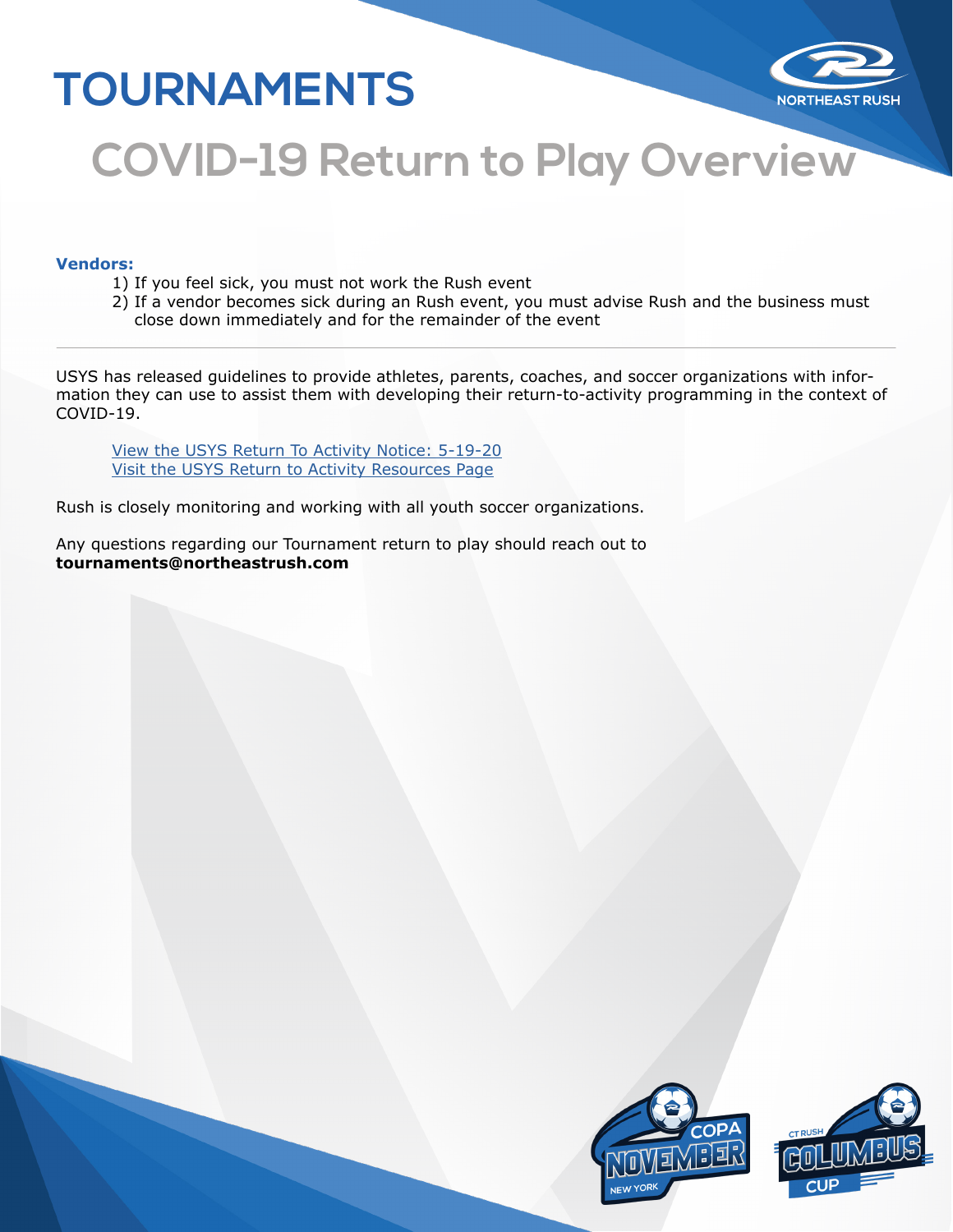# TOURNAMENTS

## COVID-19 Return to Play Overview

**Vendors:**

1) If you feel sick, you must not work the Rush event
2) If a vendor becomes sick during an Rush event, you must advise Rush and the business must close down immediately and for the remainder of the event

---

USYS has released guidelines to provide athletes, parents, coaches, and soccer organizations with information they can use to assist them with developing their return-to-activity programming in the context of COVID-19.

View the USYS Return To Activity Notice: 5-19-20
Visit the USYS Return to Activity Resources Page

Rush is closely monitoring and working with all youth soccer organizations.

Any questions regarding our Tournament return to play should reach out to **tournaments@northeastrush.com**